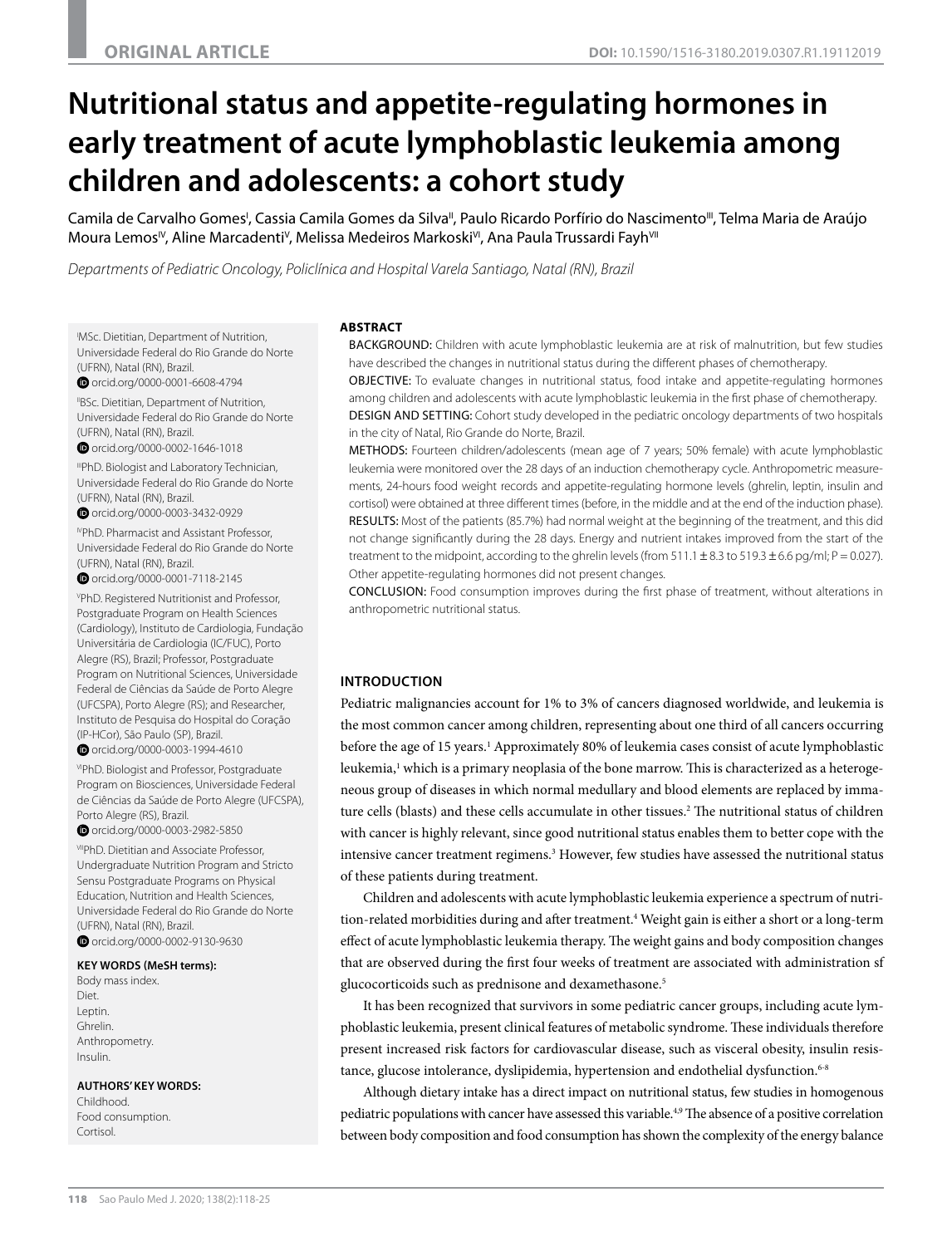**ORIGINAL ARTICLE**

**DOI:** 10.1590/1516-3180.2019.0307.R1.19112019

# Nutritional status and appetite-regulating hormones in early treatment of acute lymphoblastic leukemia among children and adolescents: a cohort study

Camila de Carvalho Gomes[I], Cassia Camila Gomes da Silva[II], Paulo Ricardo Porfírio do Nascimento[III], Telma Maria de Araújo Moura Lemos[IV], Aline Marcadenti[V], Melissa Medeiros Markoski[VI], Ana Paula Trussardi Fayh[VII]

*Departments of Pediatric Oncology, Policlínica and Hospital Varela Santiago, Natal (RN), Brazil*

[I]MSc. Dietitian, Department of Nutrition, Universidade Federal do Rio Grande do Norte (UFRN), Natal (RN), Brazil.
orcid.org/0000-0001-6608-4794

[II]BSc. Dietitian, Department of Nutrition, Universidade Federal do Rio Grande do Norte (UFRN), Natal (RN), Brazil.
orcid.org/0000-0002-1646-1018

[III]PhD. Biologist and Laboratory Technician, Universidade Federal do Rio Grande do Norte (UFRN), Natal (RN), Brazil.
orcid.org/0000-0003-3432-0929

[IV]PhD. Pharmacist and Assistant Professor, Universidade Federal do Rio Grande do Norte (UFRN), Natal (RN), Brazil.
orcid.org/0000-0001-7118-2145

[V]PhD. Registered Nutritionist and Professor, Postgraduate Program on Health Sciences (Cardiology), Instituto de Cardiologia, Fundação Universitária de Cardiologia (IC/FUC), Porto Alegre (RS), Brazil; Professor, Postgraduate Program on Nutritional Sciences, Universidade Federal de Ciências da Saúde de Porto Alegre (UFCSPA), Porto Alegre (RS); and Researcher, Instituto de Pesquisa do Hospital do Coração (IP-HCor), São Paulo (SP), Brazil.
orcid.org/0000-0003-1994-4610

[VI]PhD. Biologist and Professor, Postgraduate Program on Biosciences, Universidade Federal de Ciências da Saúde de Porto Alegre (UFCSPA), Porto Alegre (RS), Brazil.
orcid.org/0000-0003-2982-5850

[VII]PhD. Dietitian and Associate Professor, Undergraduate Nutrition Program and Stricto Sensu Postgraduate Programs on Physical Education, Nutrition and Health Sciences, Universidade Federal do Rio Grande do Norte (UFRN), Natal (RN), Brazil.
orcid.org/0000-0002-9130-9630

**KEY WORDS (MeSH terms):**
Body mass index.
Diet.
Leptin.
Ghrelin.
Anthropometry.
Insulin.

**AUTHORS' KEY WORDS:**
Childhood.
Food consumption.
Cortisol.

## ABSTRACT

BACKGROUND: Children with acute lymphoblastic leukemia are at risk of malnutrition, but few studies have described the changes in nutritional status during the different phases of chemotherapy.

OBJECTIVE: To evaluate changes in nutritional status, food intake and appetite-regulating hormones among children and adolescents with acute lymphoblastic leukemia in the first phase of chemotherapy.

DESIGN AND SETTING: Cohort study developed in the pediatric oncology departments of two hospitals in the city of Natal, Rio Grande do Norte, Brazil.

METHODS: Fourteen children/adolescents (mean age of 7 years; 50% female) with acute lymphoblastic leukemia were monitored over the 28 days of an induction chemotherapy cycle. Anthropometric measurements, 24-hours food weight records and appetite-regulating hormone levels (ghrelin, leptin, insulin and cortisol) were obtained at three different times (before, in the middle and at the end of the induction phase).

RESULTS: Most of the patients (85.7%) had normal weight at the beginning of the treatment, and this did not change significantly during the 28 days. Energy and nutrient intakes improved from the start of the treatment to the midpoint, according to the ghrelin levels (from 511.1 ± 8.3 to 519.3 ± 6.6 pg/ml; $P = 0.027$). Other appetite-regulating hormones did not present changes.

CONCLUSION: Food consumption improves during the first phase of treatment, without alterations in anthropometric nutritional status.

## INTRODUCTION

Pediatric malignancies account for 1% to 3% of cancers diagnosed worldwide, and leukemia is the most common cancer among children, representing about one third of all cancers occurring before the age of 15 years.[1] Approximately 80% of leukemia cases consist of acute lymphoblastic leukemia,[1] which is a primary neoplasia of the bone marrow. This is characterized as a heterogeneous group of diseases in which normal medullary and blood elements are replaced by immature cells (blasts) and these cells accumulate in other tissues.[2] The nutritional status of children with cancer is highly relevant, since good nutritional status enables them to better cope with the intensive cancer treatment regimens.[3] However, few studies have assessed the nutritional status of these patients during treatment.

Children and adolescents with acute lymphoblastic leukemia experience a spectrum of nutrition-related morbidities during and after treatment.[4] Weight gain is either a short or a long-term effect of acute lymphoblastic leukemia therapy. The weight gains and body composition changes that are observed during the first four weeks of treatment are associated with administration sf glucocorticoids such as prednisone and dexamethasone.[5]

It has been recognized that survivors in some pediatric cancer groups, including acute lymphoblastic leukemia, present clinical features of metabolic syndrome. These individuals therefore present increased risk factors for cardiovascular disease, such as visceral obesity, insulin resistance, glucose intolerance, dyslipidemia, hypertension and endothelial dysfunction.[6-8]

Although dietary intake has a direct impact on nutritional status, few studies in homogenous pediatric populations with cancer have assessed this variable.[4,9] The absence of a positive correlation between body composition and food consumption has shown the complexity of the energy balance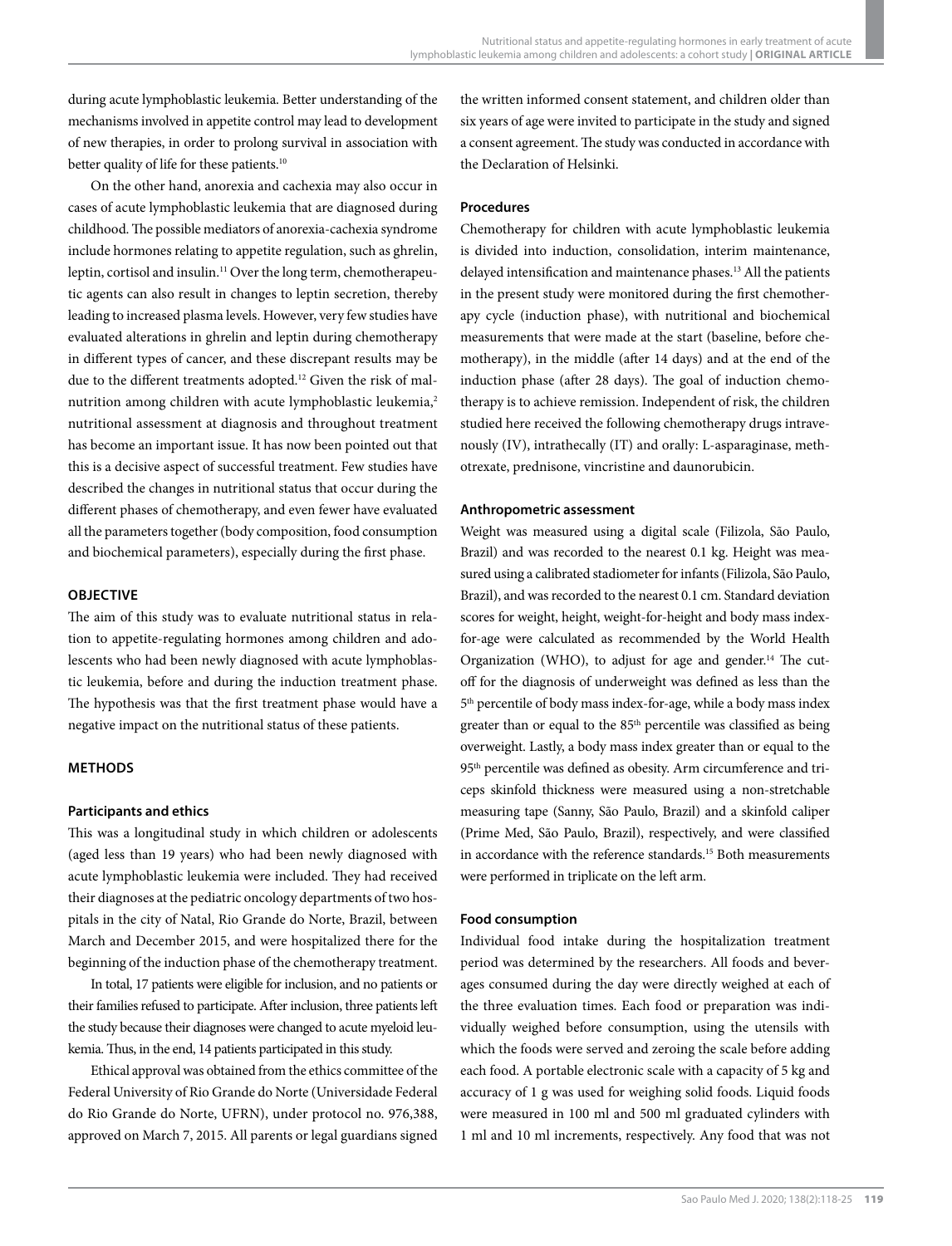during acute lymphoblastic leukemia. Better understanding of the mechanisms involved in appetite control may lead to development of new therapies, in order to prolong survival in association with better quality of life for these patients.[10]

On the other hand, anorexia and cachexia may also occur in cases of acute lymphoblastic leukemia that are diagnosed during childhood. The possible mediators of anorexia-cachexia syndrome include hormones relating to appetite regulation, such as ghrelin, leptin, cortisol and insulin.[11] Over the long term, chemotherapeutic agents can also result in changes to leptin secretion, thereby leading to increased plasma levels. However, very few studies have evaluated alterations in ghrelin and leptin during chemotherapy in different types of cancer, and these discrepant results may be due to the different treatments adopted.[12] Given the risk of malnutrition among children with acute lymphoblastic leukemia,[2] nutritional assessment at diagnosis and throughout treatment has become an important issue. It has now been pointed out that this is a decisive aspect of successful treatment. Few studies have described the changes in nutritional status that occur during the different phases of chemotherapy, and even fewer have evaluated all the parameters together (body composition, food consumption and biochemical parameters), especially during the first phase.

## OBJECTIVE

The aim of this study was to evaluate nutritional status in relation to appetite-regulating hormones among children and adolescents who had been newly diagnosed with acute lymphoblastic leukemia, before and during the induction treatment phase. The hypothesis was that the first treatment phase would have a negative impact on the nutritional status of these patients.

## METHODS

### Participants and ethics

This was a longitudinal study in which children or adolescents (aged less than 19 years) who had been newly diagnosed with acute lymphoblastic leukemia were included. They had received their diagnoses at the pediatric oncology departments of two hospitals in the city of Natal, Rio Grande do Norte, Brazil, between March and December 2015, and were hospitalized there for the beginning of the induction phase of the chemotherapy treatment.

In total, 17 patients were eligible for inclusion, and no patients or their families refused to participate. After inclusion, three patients left the study because their diagnoses were changed to acute myeloid leukemia. Thus, in the end, 14 patients participated in this study.

Ethical approval was obtained from the ethics committee of the Federal University of Rio Grande do Norte (Universidade Federal do Rio Grande do Norte, UFRN), under protocol no. 976,388, approved on March 7, 2015. All parents or legal guardians signed the written informed consent statement, and children older than six years of age were invited to participate in the study and signed a consent agreement. The study was conducted in accordance with the Declaration of Helsinki.

### Procedures

Chemotherapy for children with acute lymphoblastic leukemia is divided into induction, consolidation, interim maintenance, delayed intensification and maintenance phases.[13] All the patients in the present study were monitored during the first chemotherapy cycle (induction phase), with nutritional and biochemical measurements that were made at the start (baseline, before chemotherapy), in the middle (after 14 days) and at the end of the induction phase (after 28 days). The goal of induction chemotherapy is to achieve remission. Independent of risk, the children studied here received the following chemotherapy drugs intravenously (IV), intrathecally (IT) and orally: L-asparaginase, methotrexate, prednisone, vincristine and daunorubicin.

### Anthropometric assessment

Weight was measured using a digital scale (Filizola, São Paulo, Brazil) and was recorded to the nearest 0.1 kg. Height was measured using a calibrated stadiometer for infants (Filizola, São Paulo, Brazil), and was recorded to the nearest 0.1 cm. Standard deviation scores for weight, height, weight-for-height and body mass index-for-age were calculated as recommended by the World Health Organization (WHO), to adjust for age and gender.[14] The cutoff for the diagnosis of underweight was defined as less than the 5th percentile of body mass index-for-age, while a body mass index greater than or equal to the 85th percentile was classified as being overweight. Lastly, a body mass index greater than or equal to the 95th percentile was defined as obesity. Arm circumference and triceps skinfold thickness were measured using a non-stretchable measuring tape (Sanny, São Paulo, Brazil) and a skinfold caliper (Prime Med, São Paulo, Brazil), respectively, and were classified in accordance with the reference standards.[15] Both measurements were performed in triplicate on the left arm.

### Food consumption

Individual food intake during the hospitalization treatment period was determined by the researchers. All foods and beverages consumed during the day were directly weighed at each of the three evaluation times. Each food or preparation was individually weighed before consumption, using the utensils with which the foods were served and zeroing the scale before adding each food. A portable electronic scale with a capacity of 5 kg and accuracy of 1 g was used for weighing solid foods. Liquid foods were measured in 100 ml and 500 ml graduated cylinders with 1 ml and 10 ml increments, respectively. Any food that was not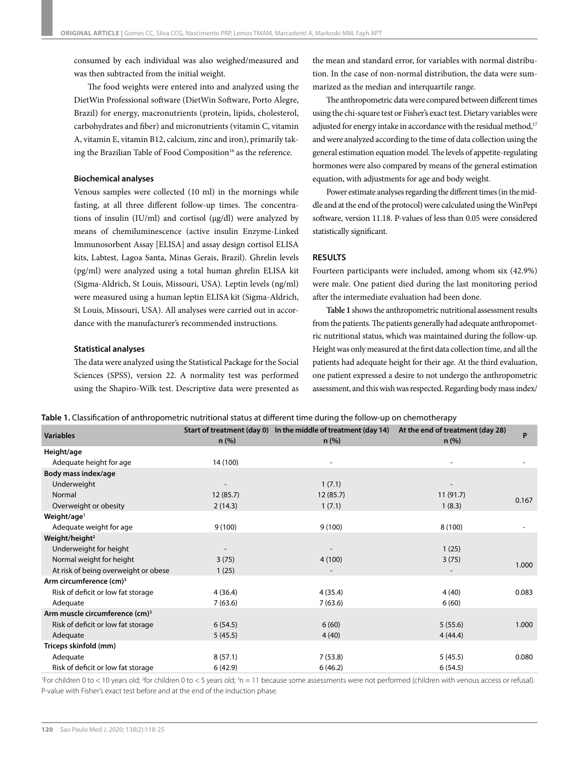consumed by each individual was also weighed/measured and was then subtracted from the initial weight.

The food weights were entered into and analyzed using the DietWin Professional software (DietWin Software, Porto Alegre, Brazil) for energy, macronutrients (protein, lipids, cholesterol, carbohydrates and fiber) and micronutrients (vitamin C, vitamin A, vitamin E, vitamin B12, calcium, zinc and iron), primarily taking the Brazilian Table of Food Composition[16] as the reference.

### Biochemical analyses

Venous samples were collected (10 ml) in the mornings while fasting, at all three different follow-up times. The concentrations of insulin (IU/ml) and cortisol (μg/dl) were analyzed by means of chemiluminescence (active insulin Enzyme-Linked Immunosorbent Assay [ELISA] and assay design cortisol ELISA kits, Labtest, Lagoa Santa, Minas Gerais, Brazil). Ghrelin levels (pg/ml) were analyzed using a total human ghrelin ELISA kit (Sigma-Aldrich, St Louis, Missouri, USA). Leptin levels (ng/ml) were measured using a human leptin ELISA kit (Sigma-Aldrich, St Louis, Missouri, USA). All analyses were carried out in accordance with the manufacturer's recommended instructions.

### Statistical analyses

The data were analyzed using the Statistical Package for the Social Sciences (SPSS), version 22. A normality test was performed using the Shapiro-Wilk test. Descriptive data were presented as the mean and standard error, for variables with normal distribution. In the case of non-normal distribution, the data were summarized as the median and interquartile range.

The anthropometric data were compared between different times using the chi-square test or Fisher's exact test. Dietary variables were adjusted for energy intake in accordance with the residual method,[17] and were analyzed according to the time of data collection using the general estimation equation model. The levels of appetite-regulating hormones were also compared by means of the general estimation equation, with adjustments for age and body weight.

Power estimate analyses regarding the different times (in the middle and at the end of the protocol) were calculated using the WinPepi software, version 11.18. P-values of less than 0.05 were considered statistically significant.

## RESULTS

Fourteen participants were included, among whom six (42.9%) were male. One patient died during the last monitoring period after the intermediate evaluation had been done.

**Table 1** shows the anthropometric nutritional assessment results from the patients. The patients generally had adequate anthropometric nutritional status, which was maintained during the follow-up. Height was only measured at the first data collection time, and all the patients had adequate height for their age. At the third evaluation, one patient expressed a desire to not undergo the anthropometric assessment, and this wish was respected. Regarding body mass index/

**Table 1.** Classification of anthropometric nutritional status at different time during the follow-up on chemotherapy

| Variables | Start of treatment (day 0) n (%) | In the middle of treatment (day 14) n (%) | At the end of treatment (day 28) n (%) | P |
|---|---|---|---|---|
| **Height/age** | | | | |
| Adequate height for age | 14 (100) | - | - | - |
| **Body mass index/age** | | | | |
| Underweight | - | 1 (7.1) | - | 0.167 |
| Normal | 12 (85.7) | 12 (85.7) | 11 (91.7) | |
| Overweight or obesity | 2 (14.3) | 1 (7.1) | 1 (8.3) | |
| **Weight/age[1]** | | | | |
| Adequate weight for age | 9 (100) | 9 (100) | 8 (100) | - |
| **Weight/height[2]** | | | | |
| Underweight for height | - | - | 1 (25) | 1.000 |
| Normal weight for height | 3 (75) | 4 (100) | 3 (75) | |
| At risk of being overweight or obese | 1 (25) | - | - | |
| **Arm circumference (cm)[3]** | | | | |
| Risk of deficit or low fat storage | 4 (36.4) | 4 (35.4) | 4 (40) | 0.083 |
| Adequate | 7 (63.6) | 7 (63.6) | 6 (60) | |
| **Arm muscle circumference (cm)[3]** | | | | |
| Risk of deficit or low fat storage | 6 (54.5) | 6 (60) | 5 (55.6) | 1.000 |
| Adequate | 5 (45.5) | 4 (40) | 4 (44.4) | |
| **Triceps skinfold (mm)** | | | | |
| Adequate | 8 (57.1) | 7 (53.8) | 5 (45.5) | 0.080 |
| Risk of deficit or low fat storage | 6 (42.9) | 6 (46.2) | 6 (54.5) | |

[1]For children 0 to < 10 years old; [2]for children 0 to < 5 years old; [3]n = 11 because some assessments were not performed (children with venous access or refusal). P-value with Fisher's exact test before and at the end of the induction phase.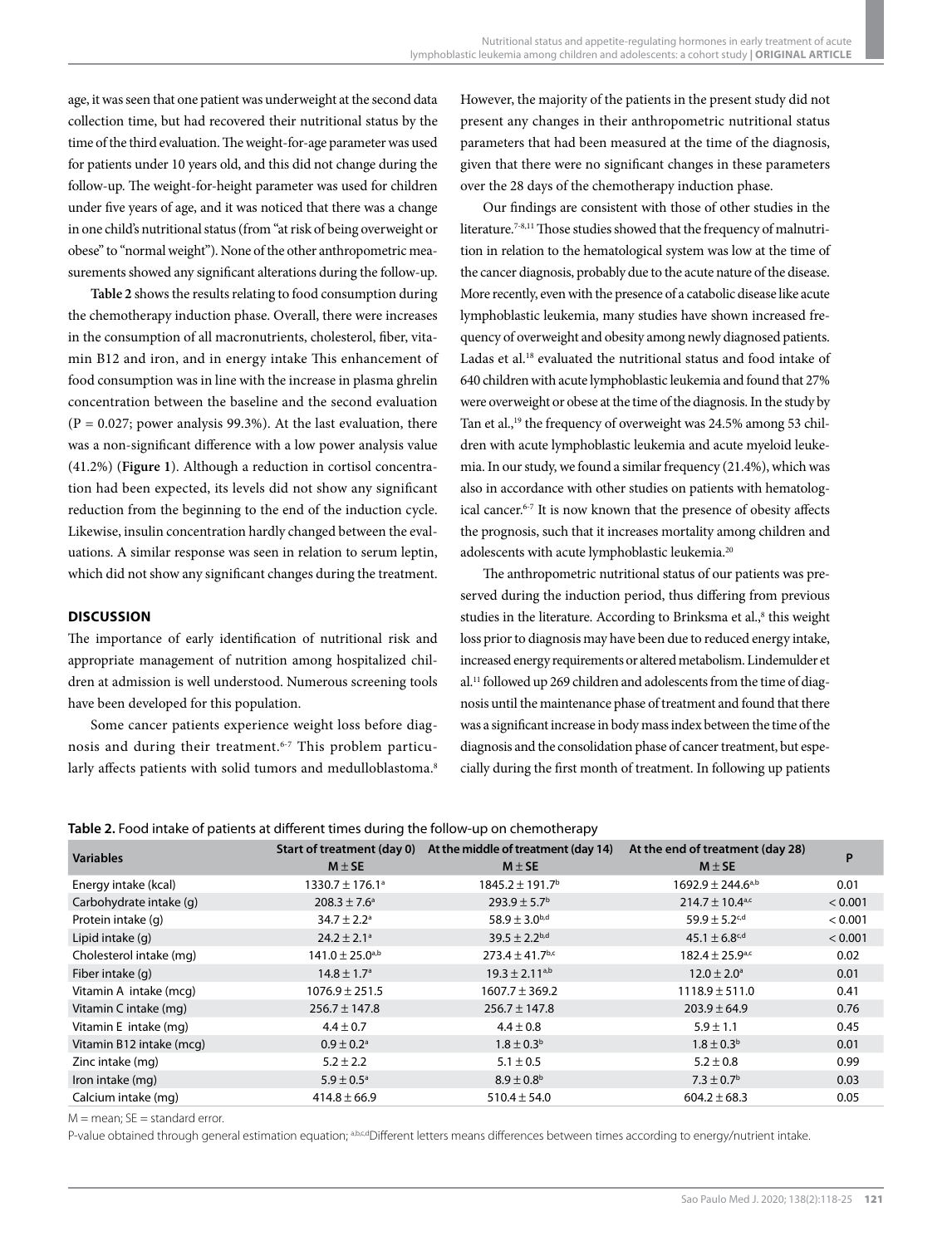age, it was seen that one patient was underweight at the second data collection time, but had recovered their nutritional status by the time of the third evaluation. The weight-for-age parameter was used for patients under 10 years old, and this did not change during the follow-up. The weight-for-height parameter was used for children under five years of age, and it was noticed that there was a change in one child's nutritional status (from "at risk of being overweight or obese" to "normal weight"). None of the other anthropometric measurements showed any significant alterations during the follow-up.

**Table 2** shows the results relating to food consumption during the chemotherapy induction phase. Overall, there were increases in the consumption of all macronutrients, cholesterol, fiber, vitamin B12 and iron, and in energy intake This enhancement of food consumption was in line with the increase in plasma ghrelin concentration between the baseline and the second evaluation (P = 0.027; power analysis 99.3%). At the last evaluation, there was a non-significant difference with a low power analysis value (41.2%) (**Figure 1**). Although a reduction in cortisol concentration had been expected, its levels did not show any significant reduction from the beginning to the end of the induction cycle. Likewise, insulin concentration hardly changed between the evaluations. A similar response was seen in relation to serum leptin, which did not show any significant changes during the treatment.

## DISCUSSION

The importance of early identification of nutritional risk and appropriate management of nutrition among hospitalized children at admission is well understood. Numerous screening tools have been developed for this population.

Some cancer patients experience weight loss before diagnosis and during their treatment.[6-7] This problem particularly affects patients with solid tumors and medulloblastoma.[8] However, the majority of the patients in the present study did not present any changes in their anthropometric nutritional status parameters that had been measured at the time of the diagnosis, given that there were no significant changes in these parameters over the 28 days of the chemotherapy induction phase.

Our findings are consistent with those of other studies in the literature.[7-8,11] Those studies showed that the frequency of malnutrition in relation to the hematological system was low at the time of the cancer diagnosis, probably due to the acute nature of the disease. More recently, even with the presence of a catabolic disease like acute lymphoblastic leukemia, many studies have shown increased frequency of overweight and obesity among newly diagnosed patients. Ladas et al.[18] evaluated the nutritional status and food intake of 640 children with acute lymphoblastic leukemia and found that 27% were overweight or obese at the time of the diagnosis. In the study by Tan et al.,[19] the frequency of overweight was 24.5% among 53 children with acute lymphoblastic leukemia and acute myeloid leukemia. In our study, we found a similar frequency (21.4%), which was also in accordance with other studies on patients with hematological cancer.[6-7] It is now known that the presence of obesity affects the prognosis, such that it increases mortality among children and adolescents with acute lymphoblastic leukemia.[20]

The anthropometric nutritional status of our patients was preserved during the induction period, thus differing from previous studies in the literature. According to Brinksma et al.,[8] this weight loss prior to diagnosis may have been due to reduced energy intake, increased energy requirements or altered metabolism. Lindemulder et al.[11] followed up 269 children and adolescents from the time of diagnosis until the maintenance phase of treatment and found that there was a significant increase in body mass index between the time of the diagnosis and the consolidation phase of cancer treatment, but especially during the first month of treatment. In following up patients

**Table 2.** Food intake of patients at different times during the follow-up on chemotherapy

| Variables | Start of treatment (day 0) M ± SE | At the middle of treatment (day 14) M ± SE | At the end of treatment (day 28) M ± SE | P |
|---|---|---|---|---|
| Energy intake (kcal) | 1330.7 ± 176.1[a] | 1845.2 ± 191.7[b] | 1692.9 ± 244.6[a,b] | 0.01 |
| Carbohydrate intake (g) | 208.3 ± 7.6[a] | 293.9 ± 5.7[b] | 214.7 ± 10.4[a,c] | < 0.001 |
| Protein intake (g) | 34.7 ± 2.2[a] | 58.9 ± 3.0[b,d] | 59.9 ± 5.2[c,d] | < 0.001 |
| Lipid intake (g) | 24.2 ± 2.1[a] | 39.5 ± 2.2[b,d] | 45.1 ± 6.8[c,d] | < 0.001 |
| Cholesterol intake (mg) | 141.0 ± 25.0[a,b] | 273.4 ± 41.7[b,c] | 182.4 ± 25.9[a,c] | 0.02 |
| Fiber intake (g) | 14.8 ± 1.7[a] | 19.3 ± 2.11[a,b] | 12.0 ± 2.0[a] | 0.01 |
| Vitamin A intake (mcg) | 1076.9 ± 251.5 | 1607.7 ± 369.2 | 1118.9 ± 511.0 | 0.41 |
| Vitamin C intake (mg) | 256.7 ± 147.8 | 256.7 ± 147.8 | 203.9 ± 64.9 | 0.76 |
| Vitamin E intake (mg) | 4.4 ± 0.7 | 4.4 ± 0.8 | 5.9 ± 1.1 | 0.45 |
| Vitamin B12 intake (mcg) | 0.9 ± 0.2[a] | 1.8 ± 0.3[b] | 1.8 ± 0.3[b] | 0.01 |
| Zinc intake (mg) | 5.2 ± 2.2 | 5.1 ± 0.5 | 5.2 ± 0.8 | 0.99 |
| Iron intake (mg) | 5.9 ± 0.5[a] | 8.9 ± 0.8[b] | 7.3 ± 0.7[b] | 0.03 |
| Calcium intake (mg) | 414.8 ± 66.9 | 510.4 ± 54.0 | 604.2 ± 68.3 | 0.05 |

M = mean; SE = standard error.

P-value obtained through general estimation equation; [a,b,c,d]Different letters means differences between times according to energy/nutrient intake.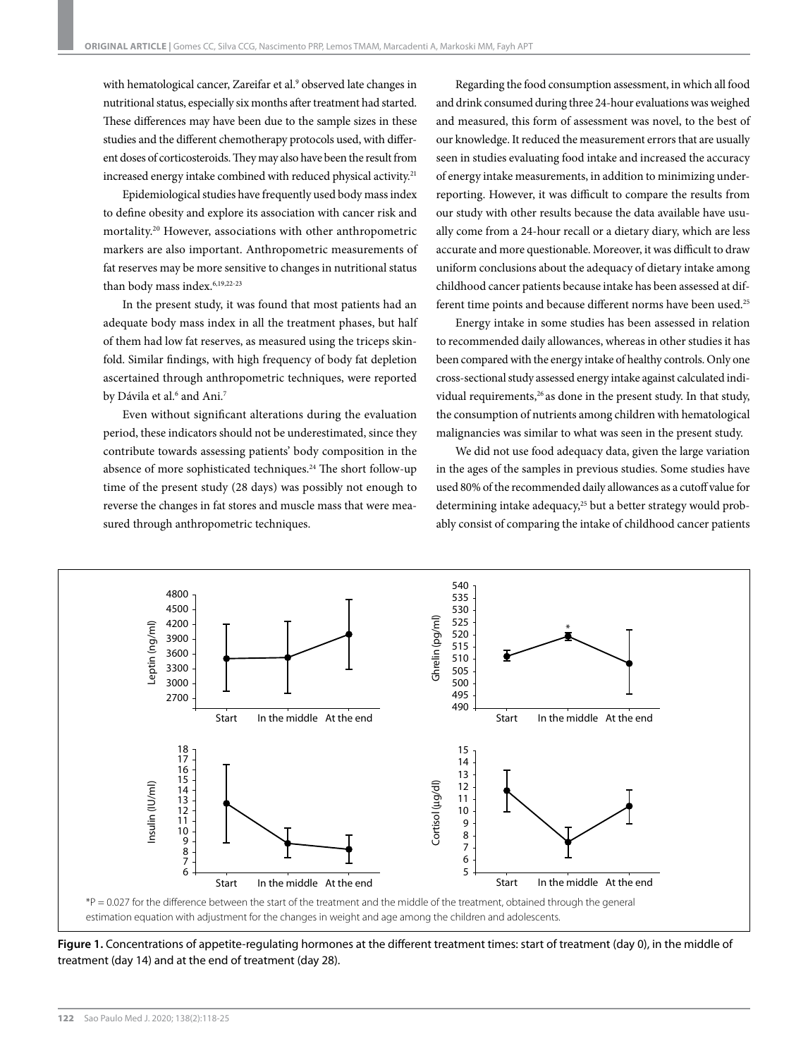with hematological cancer, Zareifar et al.[9] observed late changes in nutritional status, especially six months after treatment had started. These differences may have been due to the sample sizes in these studies and the different chemotherapy protocols used, with different doses of corticosteroids. They may also have been the result from increased energy intake combined with reduced physical activity.[21]

Epidemiological studies have frequently used body mass index to define obesity and explore its association with cancer risk and mortality.[20] However, associations with other anthropometric markers are also important. Anthropometric measurements of fat reserves may be more sensitive to changes in nutritional status than body mass index.[6,19,22-23]

In the present study, it was found that most patients had an adequate body mass index in all the treatment phases, but half of them had low fat reserves, as measured using the triceps skinfold. Similar findings, with high frequency of body fat depletion ascertained through anthropometric techniques, were reported by Dávila et al.[6] and Ani.[7]

Even without significant alterations during the evaluation period, these indicators should not be underestimated, since they contribute towards assessing patients' body composition in the absence of more sophisticated techniques.[24] The short follow-up time of the present study (28 days) was possibly not enough to reverse the changes in fat stores and muscle mass that were measured through anthropometric techniques.

Regarding the food consumption assessment, in which all food and drink consumed during three 24-hour evaluations was weighed and measured, this form of assessment was novel, to the best of our knowledge. It reduced the measurement errors that are usually seen in studies evaluating food intake and increased the accuracy of energy intake measurements, in addition to minimizing underreporting. However, it was difficult to compare the results from our study with other results because the data available have usually come from a 24-hour recall or a dietary diary, which are less accurate and more questionable. Moreover, it was difficult to draw uniform conclusions about the adequacy of dietary intake among childhood cancer patients because intake has been assessed at different time points and because different norms have been used.[25]

Energy intake in some studies has been assessed in relation to recommended daily allowances, whereas in other studies it has been compared with the energy intake of healthy controls. Only one cross-sectional study assessed energy intake against calculated individual requirements,[26] as done in the present study. In that study, the consumption of nutrients among children with hematological malignancies was similar to what was seen in the present study.

We did not use food adequacy data, given the large variation in the ages of the samples in previous studies. Some studies have used 80% of the recommended daily allowances as a cutoff value for determining intake adequacy,[25] but a better strategy would probably consist of comparing the intake of childhood cancer patients

*P = 0.027 for the difference between the start of the treatment and the middle of the treatment, obtained through the general estimation equation with adjustment for the changes in weight and age among the children and adolescents.

**Figure 1.** Concentrations of appetite-regulating hormones at the different treatment times: start of treatment (day 0), in the middle of treatment (day 14) and at the end of treatment (day 28).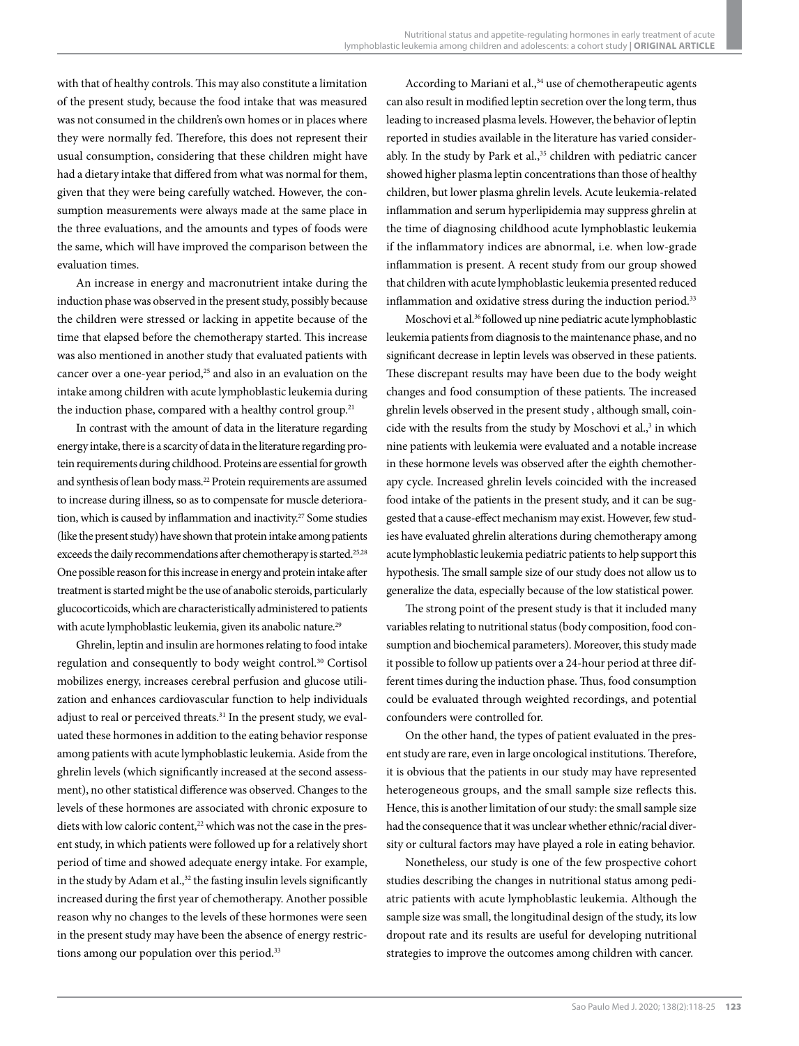with that of healthy controls. This may also constitute a limitation of the present study, because the food intake that was measured was not consumed in the children's own homes or in places where they were normally fed. Therefore, this does not represent their usual consumption, considering that these children might have had a dietary intake that differed from what was normal for them, given that they were being carefully watched. However, the consumption measurements were always made at the same place in the three evaluations, and the amounts and types of foods were the same, which will have improved the comparison between the evaluation times.

An increase in energy and macronutrient intake during the induction phase was observed in the present study, possibly because the children were stressed or lacking in appetite because of the time that elapsed before the chemotherapy started. This increase was also mentioned in another study that evaluated patients with cancer over a one-year period,[25] and also in an evaluation on the intake among children with acute lymphoblastic leukemia during the induction phase, compared with a healthy control group.[21]

In contrast with the amount of data in the literature regarding energy intake, there is a scarcity of data in the literature regarding protein requirements during childhood. Proteins are essential for growth and synthesis of lean body mass.[22] Protein requirements are assumed to increase during illness, so as to compensate for muscle deterioration, which is caused by inflammation and inactivity.[27] Some studies (like the present study) have shown that protein intake among patients exceeds the daily recommendations after chemotherapy is started.[25,28] One possible reason for this increase in energy and protein intake after treatment is started might be the use of anabolic steroids, particularly glucocorticoids, which are characteristically administered to patients with acute lymphoblastic leukemia, given its anabolic nature.[29]

Ghrelin, leptin and insulin are hormones relating to food intake regulation and consequently to body weight control.[30] Cortisol mobilizes energy, increases cerebral perfusion and glucose utilization and enhances cardiovascular function to help individuals adjust to real or perceived threats.[31] In the present study, we evaluated these hormones in addition to the eating behavior response among patients with acute lymphoblastic leukemia. Aside from the ghrelin levels (which significantly increased at the second assessment), no other statistical difference was observed. Changes to the levels of these hormones are associated with chronic exposure to diets with low caloric content,[22] which was not the case in the present study, in which patients were followed up for a relatively short period of time and showed adequate energy intake. For example, in the study by Adam et al.,[32] the fasting insulin levels significantly increased during the first year of chemotherapy. Another possible reason why no changes to the levels of these hormones were seen in the present study may have been the absence of energy restrictions among our population over this period.[33]

According to Mariani et al.,[34] use of chemotherapeutic agents can also result in modified leptin secretion over the long term, thus leading to increased plasma levels. However, the behavior of leptin reported in studies available in the literature has varied considerably. In the study by Park et al.,[35] children with pediatric cancer showed higher plasma leptin concentrations than those of healthy children, but lower plasma ghrelin levels. Acute leukemia-related inflammation and serum hyperlipidemia may suppress ghrelin at the time of diagnosing childhood acute lymphoblastic leukemia if the inflammatory indices are abnormal, i.e. when low-grade inflammation is present. A recent study from our group showed that children with acute lymphoblastic leukemia presented reduced inflammation and oxidative stress during the induction period.[33]

Moschovi et al.[36] followed up nine pediatric acute lymphoblastic leukemia patients from diagnosis to the maintenance phase, and no significant decrease in leptin levels was observed in these patients. These discrepant results may have been due to the body weight changes and food consumption of these patients. The increased ghrelin levels observed in the present study , although small, coincide with the results from the study by Moschovi et al.,[3] in which nine patients with leukemia were evaluated and a notable increase in these hormone levels was observed after the eighth chemotherapy cycle. Increased ghrelin levels coincided with the increased food intake of the patients in the present study, and it can be suggested that a cause-effect mechanism may exist. However, few studies have evaluated ghrelin alterations during chemotherapy among acute lymphoblastic leukemia pediatric patients to help support this hypothesis. The small sample size of our study does not allow us to generalize the data, especially because of the low statistical power.

The strong point of the present study is that it included many variables relating to nutritional status (body composition, food consumption and biochemical parameters). Moreover, this study made it possible to follow up patients over a 24-hour period at three different times during the induction phase. Thus, food consumption could be evaluated through weighted recordings, and potential confounders were controlled for.

On the other hand, the types of patient evaluated in the present study are rare, even in large oncological institutions. Therefore, it is obvious that the patients in our study may have represented heterogeneous groups, and the small sample size reflects this. Hence, this is another limitation of our study: the small sample size had the consequence that it was unclear whether ethnic/racial diversity or cultural factors may have played a role in eating behavior.

Nonetheless, our study is one of the few prospective cohort studies describing the changes in nutritional status among pediatric patients with acute lymphoblastic leukemia. Although the sample size was small, the longitudinal design of the study, its low dropout rate and its results are useful for developing nutritional strategies to improve the outcomes among children with cancer.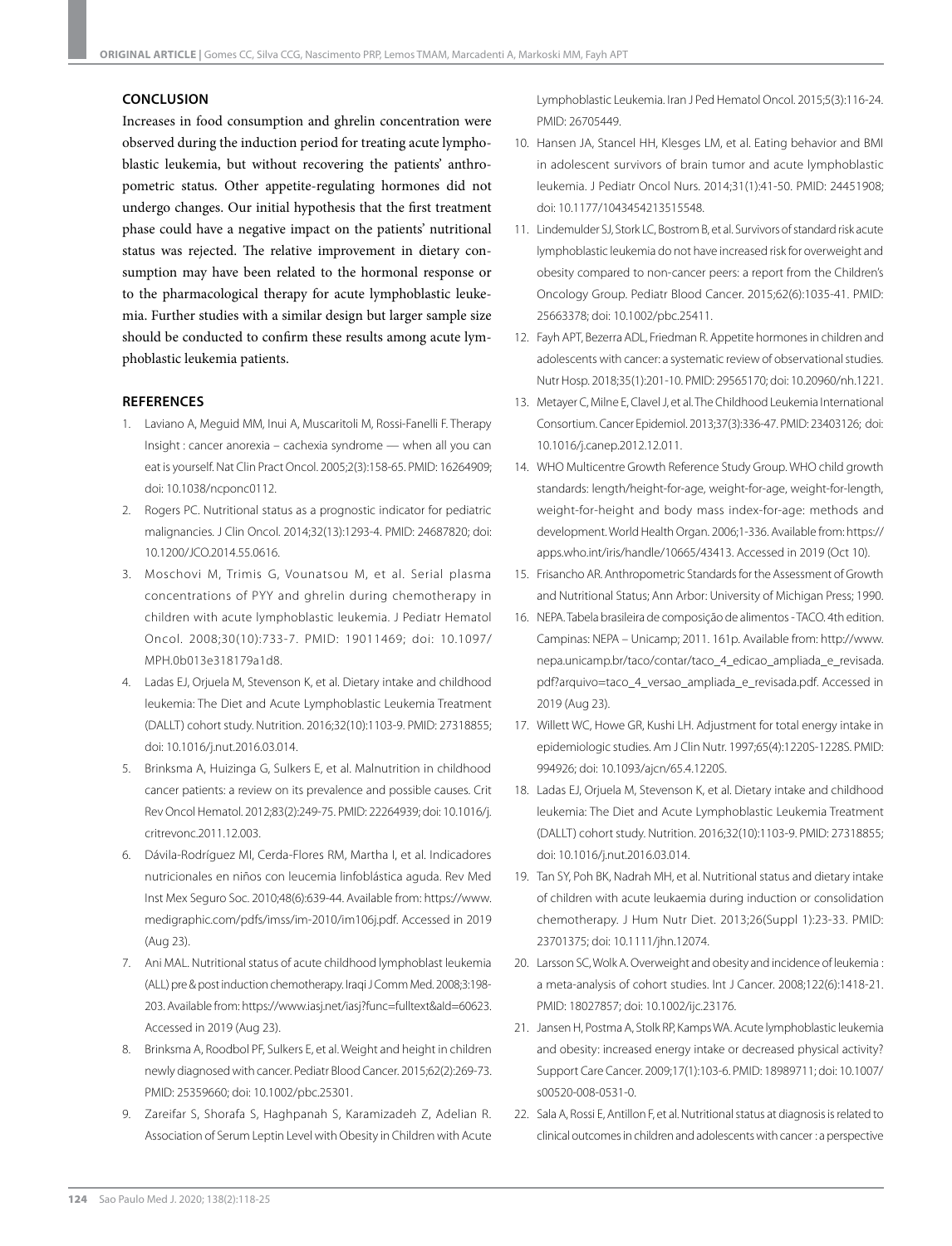## CONCLUSION

Increases in food consumption and ghrelin concentration were observed during the induction period for treating acute lymphoblastic leukemia, but without recovering the patients' anthropometric status. Other appetite-regulating hormones did not undergo changes. Our initial hypothesis that the first treatment phase could have a negative impact on the patients' nutritional status was rejected. The relative improvement in dietary consumption may have been related to the hormonal response or to the pharmacological therapy for acute lymphoblastic leukemia. Further studies with a similar design but larger sample size should be conducted to confirm these results among acute lymphoblastic leukemia patients.

## REFERENCES

1. Laviano A, Meguid MM, Inui A, Muscaritoli M, Rossi-Fanelli F. Therapy Insight : cancer anorexia – cachexia syndrome — when all you can eat is yourself. Nat Clin Pract Oncol. 2005;2(3):158-65. PMID: 16264909; doi: 10.1038/ncponc0112.
2. Rogers PC. Nutritional status as a prognostic indicator for pediatric malignancies. J Clin Oncol. 2014;32(13):1293-4. PMID: 24687820; doi: 10.1200/JCO.2014.55.0616.
3. Moschovi M, Trimis G, Vounatsou M, et al. Serial plasma concentrations of PYY and ghrelin during chemotherapy in children with acute lymphoblastic leukemia. J Pediatr Hematol Oncol. 2008;30(10):733-7. PMID: 19011469; doi: 10.1097/MPH.0b013e318179a1d8.
4. Ladas EJ, Orjuela M, Stevenson K, et al. Dietary intake and childhood leukemia: The Diet and Acute Lymphoblastic Leukemia Treatment (DALLT) cohort study. Nutrition. 2016;32(10):1103-9. PMID: 27318855; doi: 10.1016/j.nut.2016.03.014.
5. Brinksma A, Huizinga G, Sulkers E, et al. Malnutrition in childhood cancer patients: a review on its prevalence and possible causes. Crit Rev Oncol Hematol. 2012;83(2):249-75. PMID: 22264939; doi: 10.1016/j.critrevonc.2011.12.003.
6. Dávila-Rodríguez MI, Cerda-Flores RM, Martha I, et al. Indicadores nutricionales en niños con leucemia linfoblástica aguda. Rev Med Inst Mex Seguro Soc. 2010;48(6):639-44. Available from: https://www.medigraphic.com/pdfs/imss/im-2010/im106j.pdf. Accessed in 2019 (Aug 23).
7. Ani MAL. Nutritional status of acute childhood lymphoblast leukemia (ALL) pre & post induction chemotherapy. Iraqi J Comm Med. 2008;3:198-203. Available from: https://www.iasj.net/iasj?func=fulltext&aId=60623. Accessed in 2019 (Aug 23).
8. Brinksma A, Roodbol PF, Sulkers E, et al. Weight and height in children newly diagnosed with cancer. Pediatr Blood Cancer. 2015;62(2):269-73. PMID: 25359660; doi: 10.1002/pbc.25301.
9. Zareifar S, Shorafa S, Haghpanah S, Karamizadeh Z, Adelian R. Association of Serum Leptin Level with Obesity in Children with Acute Lymphoblastic Leukemia. Iran J Ped Hematol Oncol. 2015;5(3):116-24. PMID: 26705449.
10. Hansen JA, Stancel HH, Klesges LM, et al. Eating behavior and BMI in adolescent survivors of brain tumor and acute lymphoblastic leukemia. J Pediatr Oncol Nurs. 2014;31(1):41-50. PMID: 24451908; doi: 10.1177/1043454213515548.
11. Lindemulder SJ, Stork LC, Bostrom B, et al. Survivors of standard risk acute lymphoblastic leukemia do not have increased risk for overweight and obesity compared to non-cancer peers: a report from the Children's Oncology Group. Pediatr Blood Cancer. 2015;62(6):1035-41. PMID: 25663378; doi: 10.1002/pbc.25411.
12. Fayh APT, Bezerra ADL, Friedman R. Appetite hormones in children and adolescents with cancer: a systematic review of observational studies. Nutr Hosp. 2018;35(1):201-10. PMID: 29565170; doi: 10.20960/nh.1221.
13. Metayer C, Milne E, Clavel J, et al. The Childhood Leukemia International Consortium. Cancer Epidemiol. 2013;37(3):336-47. PMID: 23403126; doi: 10.1016/j.canep.2012.12.011.
14. WHO Multicentre Growth Reference Study Group. WHO child growth standards: length/height-for-age, weight-for-age, weight-for-length, weight-for-height and body mass index-for-age: methods and development. World Health Organ. 2006;1-336. Available from: https://apps.who.int/iris/handle/10665/43413. Accessed in 2019 (Oct 10).
15. Frisancho AR. Anthropometric Standards for the Assessment of Growth and Nutritional Status; Ann Arbor: University of Michigan Press; 1990.
16. NEPA. Tabela brasileira de composição de alimentos - TACO. 4th edition. Campinas: NEPA – Unicamp; 2011. 161p. Available from: http://www.nepa.unicamp.br/taco/contar/taco_4_edicao_ampliada_e_revisada.pdf?arquivo=taco_4_versao_ampliada_e_revisada.pdf. Accessed in 2019 (Aug 23).
17. Willett WC, Howe GR, Kushi LH. Adjustment for total energy intake in epidemiologic studies. Am J Clin Nutr. 1997;65(4):1220S-1228S. PMID: 994926; doi: 10.1093/ajcn/65.4.1220S.
18. Ladas EJ, Orjuela M, Stevenson K, et al. Dietary intake and childhood leukemia: The Diet and Acute Lymphoblastic Leukemia Treatment (DALLT) cohort study. Nutrition. 2016;32(10):1103-9. PMID: 27318855; doi: 10.1016/j.nut.2016.03.014.
19. Tan SY, Poh BK, Nadrah MH, et al. Nutritional status and dietary intake of children with acute leukaemia during induction or consolidation chemotherapy. J Hum Nutr Diet. 2013;26(Suppl 1):23-33. PMID: 23701375; doi: 10.1111/jhn.12074.
20. Larsson SC, Wolk A. Overweight and obesity and incidence of leukemia : a meta-analysis of cohort studies. Int J Cancer. 2008;122(6):1418-21. PMID: 18027857; doi: 10.1002/ijc.23176.
21. Jansen H, Postma A, Stolk RP, Kamps WA. Acute lymphoblastic leukemia and obesity: increased energy intake or decreased physical activity? Support Care Cancer. 2009;17(1):103-6. PMID: 18989711; doi: 10.1007/s00520-008-0531-0.
22. Sala A, Rossi E, Antillon F, et al. Nutritional status at diagnosis is related to clinical outcomes in children and adolescents with cancer : a perspective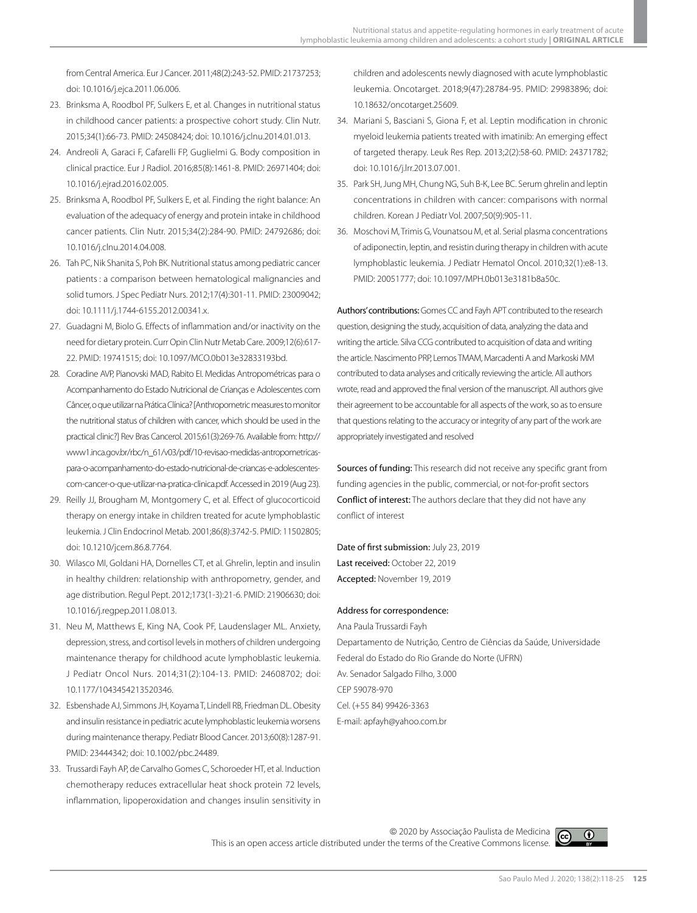from Central America. Eur J Cancer. 2011;48(2):243-52. PMID: 21737253; doi: 10.1016/j.ejca.2011.06.006.

23. Brinksma A, Roodbol PF, Sulkers E, et al. Changes in nutritional status in childhood cancer patients: a prospective cohort study. Clin Nutr. 2015;34(1):66-73. PMID: 24508424; doi: 10.1016/j.clnu.2014.01.013.
24. Andreoli A, Garaci F, Cafarelli FP, Guglielmi G. Body composition in clinical practice. Eur J Radiol. 2016;85(8):1461-8. PMID: 26971404; doi: 10.1016/j.ejrad.2016.02.005.
25. Brinksma A, Roodbol PF, Sulkers E, et al. Finding the right balance: An evaluation of the adequacy of energy and protein intake in childhood cancer patients. Clin Nutr. 2015;34(2):284-90. PMID: 24792686; doi: 10.1016/j.clnu.2014.04.008.
26. Tah PC, Nik Shanita S, Poh BK. Nutritional status among pediatric cancer patients : a comparison between hematological malignancies and solid tumors. J Spec Pediatr Nurs. 2012;17(4):301-11. PMID: 23009042; doi: 10.1111/j.1744-6155.2012.00341.x.
27. Guadagni M, Biolo G. Effects of inflammation and/or inactivity on the need for dietary protein. Curr Opin Clin Nutr Metab Care. 2009;12(6):617-22. PMID: 19741515; doi: 10.1097/MCO.0b013e32833193bd.
28. Coradine AVP, Pianovski MAD, Rabito EI. Medidas Antropométricas para o Acompanhamento do Estado Nutricional de Crianças e Adolescentes com Câncer, o que utilizar na Prática Clínica? [Anthropometric measures to monitor the nutritional status of children with cancer, which should be used in the practical clinic?] Rev Bras Cancerol. 2015;61(3):269-76. Available from: http://www1.inca.gov.br/rbc/n_61/v03/pdf/10-revisao-medidas-antropometricas-para-o-acompanhamento-do-estado-nutricional-de-criancas-e-adolescentes-com-cancer-o-que-utilizar-na-pratica-clinica.pdf. Accessed in 2019 (Aug 23).
29. Reilly JJ, Brougham M, Montgomery C, et al. Effect of glucocorticoid therapy on energy intake in children treated for acute lymphoblastic leukemia. J Clin Endocrinol Metab. 2001;86(8):3742-5. PMID: 11502805; doi: 10.1210/jcem.86.8.7764.
30. Wilasco MI, Goldani HA, Dornelles CT, et al. Ghrelin, leptin and insulin in healthy children: relationship with anthropometry, gender, and age distribution. Regul Pept. 2012;173(1-3):21-6. PMID: 21906630; doi: 10.1016/j.regpep.2011.08.013.
31. Neu M, Matthews E, King NA, Cook PF, Laudenslager ML. Anxiety, depression, stress, and cortisol levels in mothers of children undergoing maintenance therapy for childhood acute lymphoblastic leukemia. J Pediatr Oncol Nurs. 2014;31(2):104-13. PMID: 24608702; doi: 10.1177/1043454213520346.
32. Esbenshade AJ, Simmons JH, Koyama T, Lindell RB, Friedman DL. Obesity and insulin resistance in pediatric acute lymphoblastic leukemia worsens during maintenance therapy. Pediatr Blood Cancer. 2013;60(8):1287-91. PMID: 23444342; doi: 10.1002/pbc.24489.
33. Trussardi Fayh AP, de Carvalho Gomes C, Schoroeder HT, et al. Induction chemotherapy reduces extracellular heat shock protein 72 levels, inflammation, lipoperoxidation and changes insulin sensitivity in children and adolescents newly diagnosed with acute lymphoblastic leukemia. Oncotarget. 2018;9(47):28784-95. PMID: 29983896; doi: 10.18632/oncotarget.25609.
34. Mariani S, Basciani S, Giona F, et al. Leptin modification in chronic myeloid leukemia patients treated with imatinib: An emerging effect of targeted therapy. Leuk Res Rep. 2013;2(2):58-60. PMID: 24371782; doi: 10.1016/j.lrr.2013.07.001.
35. Park SH, Jung MH, Chung NG, Suh B-K, Lee BC. Serum ghrelin and leptin concentrations in children with cancer: comparisons with normal children. Korean J Pediatr Vol. 2007;50(9):905-11.
36. Moschovi M, Trimis G, Vounatsou M, et al. Serial plasma concentrations of adiponectin, leptin, and resistin during therapy in children with acute lymphoblastic leukemia. J Pediatr Hematol Oncol. 2010;32(1):e8-13. PMID: 20051777; doi: 10.1097/MPH.0b013e3181b8a50c.

**Authors' contributions:** Gomes CC and Fayh APT contributed to the research question, designing the study, acquisition of data, analyzing the data and writing the article. Silva CCG contributed to acquisition of data and writing the article. Nascimento PRP, Lemos TMAM, Marcadenti A and Markoski MM contributed to data analyses and critically reviewing the article. All authors wrote, read and approved the final version of the manuscript. All authors give their agreement to be accountable for all aspects of the work, so as to ensure that questions relating to the accuracy or integrity of any part of the work are appropriately investigated and resolved

**Sources of funding:** This research did not receive any specific grant from funding agencies in the public, commercial, or not-for-profit sectors
**Conflict of interest:** The authors declare that they did not have any conflict of interest

**Date of first submission:** July 23, 2019
**Last received:** October 22, 2019
**Accepted:** November 19, 2019

**Address for correspondence:**
Ana Paula Trussardi Fayh
Departamento de Nutrição, Centro de Ciências da Saúde, Universidade Federal do Estado do Rio Grande do Norte (UFRN)
Av. Senador Salgado Filho, 3.000
CEP 59078-970
Cel. (+55 84) 99426-3363
E-mail: apfayh@yahoo.com.br

© 2020 by Associação Paulista de Medicina
This is an open access article distributed under the terms of the Creative Commons license.